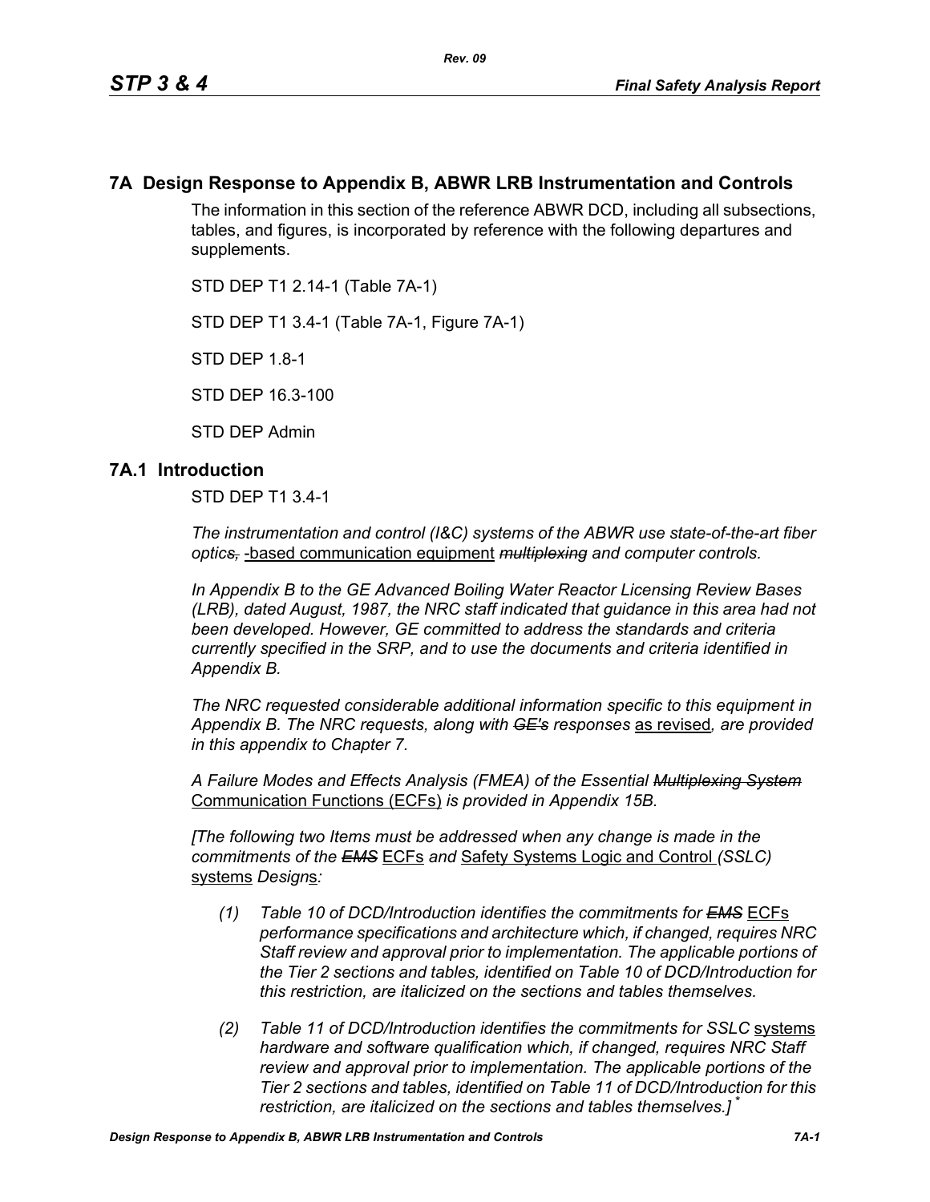# 7A Design Response to Appendix B, ABWR LRB Instrumentation and Controls

The information in this section of the reference ABWR DCD, including all subsections, tables, and figures, is incorporated by reference with the following departures and supplements.

STD DEP T1 2.14-1 (Table 7A-1)

STD DEP T1 3.4-1 (Table 7A-1, Figure 7A-1)

STD DEP 1.8-1

STD DEP 16.3-100

STD DEP Admin

## 7A.1 Introduction

STD DEP T1 3.4-1

*The instrumentation and control (I&C) systems of the ABWR use state-of-the-art fiber optics, -based communication equipment multiplexing and computer controls.*

*In Appendix B to the GE Advanced Boiling Water Reactor Licensing Review Bases (LRB), dated August, 1987, the NRC staff indicated that guidance in this area had not been developed. However, GE committed to address the standards and criteria currently specified in the SRP, and to use the documents and criteria identified in Appendix B.*

*The NRC requested considerable additional information specific to this equipment in Appendix B. The NRC requests, along with GE's responses* as revised*, are provided in this appendix to Chapter 7.*

*A Failure Modes and Effects Analysis (FMEA) of the Essential Multiplexing System* Communication Functions (ECFs) *is provided in Appendix 15B.*

*[The following two Items must be addressed when any change is made in the commitments of the EMS* ECFs *and* Safety Systems Logic and Control *(SSLC)* systems *Designs:*

*(1) Table 10 of DCD/Introduction identifies the commitments for EMS* ECFs *performance specifications and architecture which, if changed, requires NRC Staff review and approval prior to implementation. The applicable portions of the Tier 2 sections and tables, identified on Table 10 of DCD/Introduction for this restriction, are italicized on the sections and tables themselves.*

*(2) Table 11 of DCD/Introduction identifies the commitments for SSLC* systems *hardware and software qualification which, if changed, requires NRC Staff review and approval prior to implementation. The applicable portions of the Tier 2 sections and tables, identified on Table 11 of DCD/Introduction for this restriction, are italicized on the sections and tables themselves.]* *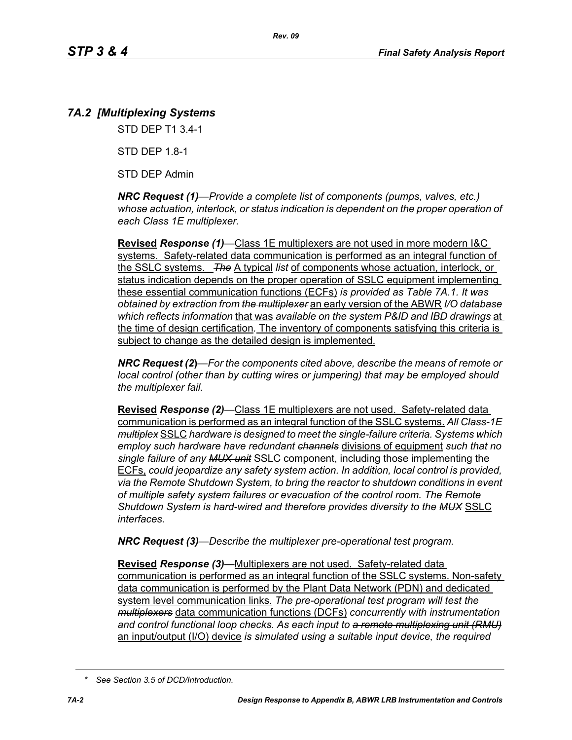## 7A.2 [Multiplexing Systems

STD DEP T1 3.4-1

STD DEP 1.8-1

STD DEP Admin

***NRC Request (1)****—Provide a complete list of components (pumps, valves, etc.) whose actuation, interlock, or status indication is dependent on the proper operation of each Class 1E multiplexer.*

**Revised** ***Response (1)***—Class 1E multiplexers are not used in more modern I&C systems. Safety-related data communication is performed as an integral function of the SSLC systems. ~~*The*~~ A typical *list* of components whose actuation, interlock, or status indication depends on the proper operation of SSLC equipment implementing these essential communication functions (ECFs) *is provided as Table 7A.1. It was obtained by extraction from* ~~*the multiplexer*~~ an early version of the ABWR *I/O database which reflects information* that was *available on the system P&ID and IBD drawings* at the time of design certification. The inventory of components satisfying this criteria is subject to change as the detailed design is implemented.

***NRC Request (2)****—For the components cited above, describe the means of remote or local control (other than by cutting wires or jumpering) that may be employed should the multiplexer fail.*

**Revised** ***Response (2)***—Class 1E multiplexers are not used. Safety-related data communication is performed as an integral function of the SSLC systems. *All Class-1E* ~~*multiplex*~~ SSLC *hardware is designed to meet the single-failure criteria. Systems which employ such hardware have redundant* ~~*channels*~~ divisions of equipment *such that no single failure of any* ~~*MUX unit*~~ SSLC component, including those implementing the ECFs, *could jeopardize any safety system action. In addition, local control is provided, via the Remote Shutdown System, to bring the reactor to shutdown conditions in event of multiple safety system failures or evacuation of the control room. The Remote Shutdown System is hard-wired and therefore provides diversity to the* ~~*MUX*~~ SSLC *interfaces.*

***NRC Request (3)****—Describe the multiplexer pre-operational test program.*

**Revised** ***Response (3)***—Multiplexers are not used. Safety-related data communication is performed as an integral function of the SSLC systems. Non-safety data communication is performed by the Plant Data Network (PDN) and dedicated system level communication links. *The pre-operational test program will test the* ~~*multiplexers*~~ data communication functions (DCFs) *concurrently with instrumentation and control functional loop checks. As each input to* ~~*a remote multiplexing unit (RMU)*~~ an input/output (I/O) device *is simulated using a suitable input device, the required*

*\* See Section 3.5 of DCD/Introduction.*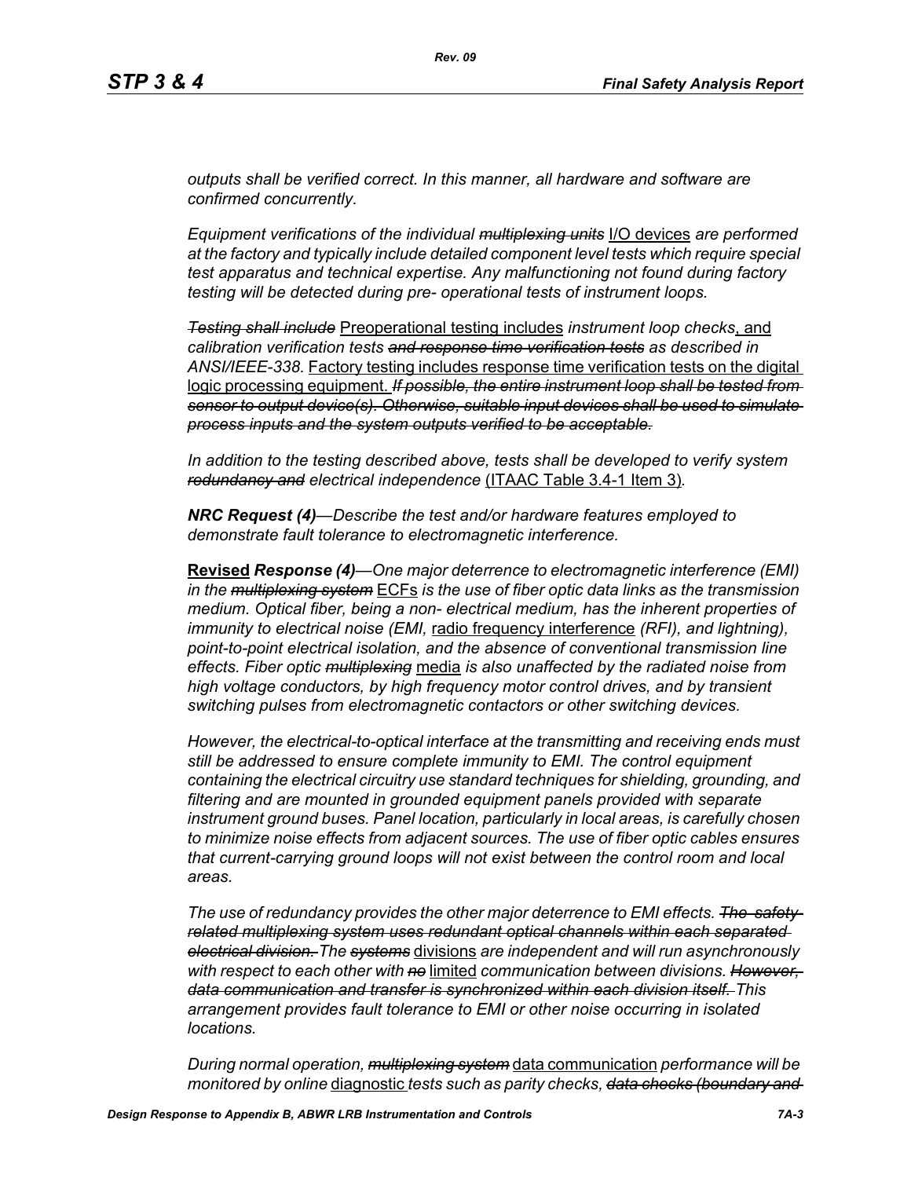*outputs shall be verified correct. In this manner, all hardware and software are confirmed concurrently.*

*Equipment verifications of the individual* ~~*multiplexing units*~~ <u>I/O devices</u> *are performed at the factory and typically include detailed component level tests which require special test apparatus and technical expertise. Any malfunctioning not found during factory testing will be detected during pre- operational tests of instrument loops.*

~~*Testing shall include*~~ <u>Preoperational testing includes</u> *instrument loop checks*<u>, and</u> *calibration verification tests* ~~*and response time verification tests*~~ *as described in ANSI/IEEE-338.* <u>Factory testing includes response time verification tests on the digital logic processing equipment.</u> ~~*If possible, the entire instrument loop shall be tested from sensor to output device(s). Otherwise, suitable input devices shall be used to simulate process inputs and the system outputs verified to be acceptable.*~~

*In addition to the testing described above, tests shall be developed to verify system* ~~*redundancy and*~~ *electrical independence* <u>(ITAAC Table 3.4-1 Item 3)</u>*.*

***NRC Request (4)****—Describe the test and/or hardware features employed to demonstrate fault tolerance to electromagnetic interference.*

<u>**Revised**</u> ***Response (4)****—One major deterrence to electromagnetic interference (EMI) in the* ~~*multiplexing system*~~ <u>ECFs</u> *is the use of fiber optic data links as the transmission medium. Optical fiber, being a non- electrical medium, has the inherent properties of immunity to electrical noise (EMI,* <u>radio frequency interference</u> *(RFI), and lightning), point-to-point electrical isolation, and the absence of conventional transmission line effects. Fiber optic* ~~*multiplexing*~~ <u>media</u> *is also unaffected by the radiated noise from high voltage conductors, by high frequency motor control drives, and by transient switching pulses from electromagnetic contactors or other switching devices.*

*However, the electrical-to-optical interface at the transmitting and receiving ends must still be addressed to ensure complete immunity to EMI. The control equipment containing the electrical circuitry use standard techniques for shielding, grounding, and filtering and are mounted in grounded equipment panels provided with separate instrument ground buses. Panel location, particularly in local areas, is carefully chosen to minimize noise effects from adjacent sources. The use of fiber optic cables ensures that current-carrying ground loops will not exist between the control room and local areas.*

*The use of redundancy provides the other major deterrence to EMI effects.* ~~*The safety-related multiplexing system uses redundant optical channels within each separated electrical division.*~~ *The* ~~*systems*~~ <u>divisions</u> *are independent and will run asynchronously with respect to each other with* ~~*no*~~ <u>limited</u> *communication between divisions.* ~~*However, data communication and transfer is synchronized within each division itself.*~~ *This arrangement provides fault tolerance to EMI or other noise occurring in isolated locations.*

*During normal operation,* ~~*multiplexing system*~~ <u>data communication</u> *performance will be monitored by online* <u>diagnostic</u> *tests such as parity checks,* ~~*data checks (boundary and*~~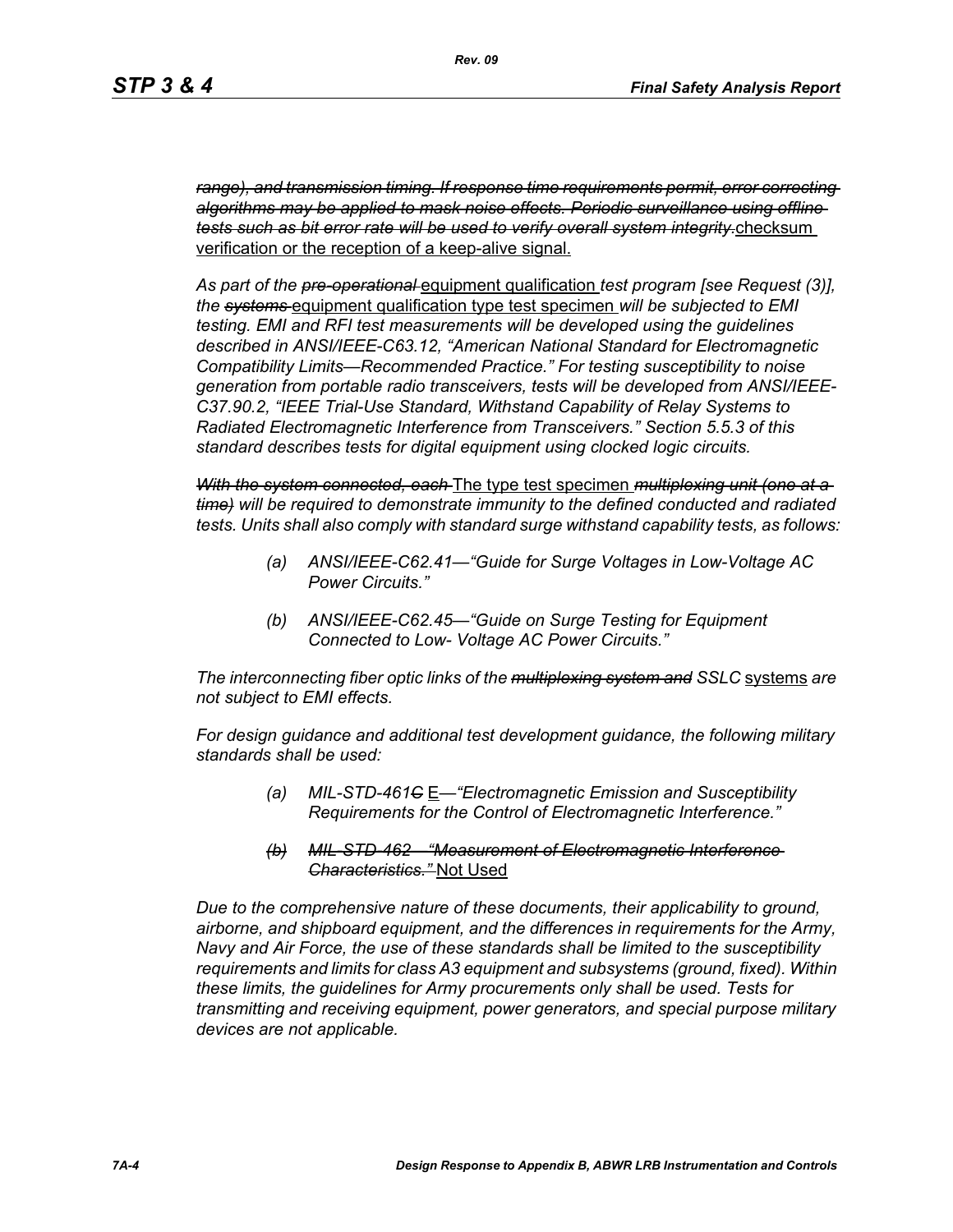~~*range), and transmission timing. If response time requirements permit, error correcting algorithms may be applied to mask noise effects. Periodic surveillance using offline tests such as bit error rate will be used to verify overall system integrity.*~~<u>checksum verification or the reception of a keep-alive signal.</u>

*As part of the ~~pre-operational~~* <u>equipment qualification</u> *test program [see Request (3)], the ~~systems~~* <u>equipment qualification type test specimen</u> *will be subjected to EMI testing. EMI and RFI test measurements will be developed using the guidelines described in ANSI/IEEE-C63.12, "American National Standard for Electromagnetic Compatibility Limits—Recommended Practice." For testing susceptibility to noise generation from portable radio transceivers, tests will be developed from ANSI/IEEE-C37.90.2, "IEEE Trial-Use Standard, Withstand Capability of Relay Systems to Radiated Electromagnetic Interference from Transceivers." Section 5.5.3 of this standard describes tests for digital equipment using clocked logic circuits.*

~~*With the system connected, each*~~ <u>The type test specimen</u> ~~*multiplexing unit (one at a time)*~~ *will be required to demonstrate immunity to the defined conducted and radiated tests. Units shall also comply with standard surge withstand capability tests, as follows:*

- *(a) ANSI/IEEE-C62.41—"Guide for Surge Voltages in Low-Voltage AC Power Circuits."*
- *(b) ANSI/IEEE-C62.45—"Guide on Surge Testing for Equipment Connected to Low- Voltage AC Power Circuits."*

*The interconnecting fiber optic links of the ~~multiplexing system and~~ SSLC* <u>systems</u> *are not subject to EMI effects.*

*For design guidance and additional test development guidance, the following military standards shall be used:*

- *(a) MIL-STD-461~~C~~* <u>E</u>*—"Electromagnetic Emission and Susceptibility Requirements for the Control of Electromagnetic Interference."*
- ~~*(b) MIL-STD-462—"Measurement of Electromagnetic Interference Characteristics."*~~ <u>Not Used</u>

*Due to the comprehensive nature of these documents, their applicability to ground, airborne, and shipboard equipment, and the differences in requirements for the Army, Navy and Air Force, the use of these standards shall be limited to the susceptibility requirements and limits for class A3 equipment and subsystems (ground, fixed). Within these limits, the guidelines for Army procurements only shall be used. Tests for transmitting and receiving equipment, power generators, and special purpose military devices are not applicable.*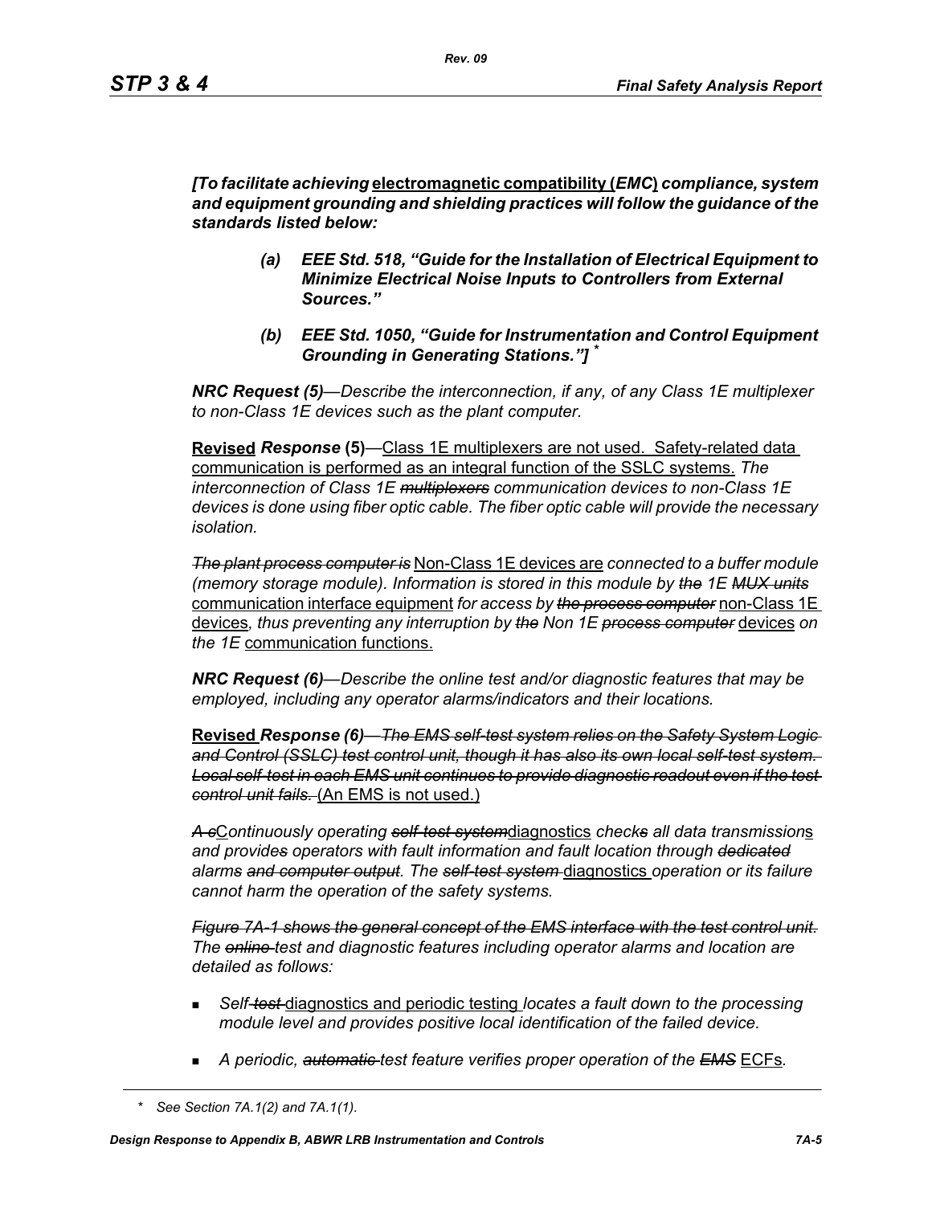***[To facilitate achieving*** **electromagnetic compatibility (*EMC*)** ***compliance, system and equipment grounding and shielding practices will follow the guidance of the standards listed below:***

> ***(a) EEE Std. 518, "Guide for the Installation of Electrical Equipment to Minimize Electrical Noise Inputs to Controllers from External Sources."***
>
> ***(b) EEE Std. 1050, "Guide for Instrumentation and Control Equipment Grounding in Generating Stations."]*** *

***NRC Request (5)****—Describe the interconnection, if any, of any Class 1E multiplexer to non-Class 1E devices such as the plant computer.*

**Revised** ***Response*** **(5)**—Class 1E multiplexers are not used. Safety-related data communication is performed as an integral function of the SSLC systems. *The interconnection of Class 1E* ~~*multiplexors*~~ *communication devices to non-Class 1E devices is done using fiber optic cable. The fiber optic cable will provide the necessary isolation.*

~~*The plant process computer is*~~ Non-Class 1E devices are *connected to a buffer module (memory storage module). Information is stored in this module by* ~~*the*~~ *1E* ~~*MUX units*~~ communication interface equipment *for access by* ~~*the process computer*~~ non-Class 1E devices*, thus preventing any interruption by* ~~*the*~~ *Non 1E* ~~*process computer*~~ devices *on the 1E* communication functions.

***NRC Request (6)****—Describe the online test and/or diagnostic features that may be employed, including any operator alarms/indicators and their locations.*

**Revised** ***Response (6)***~~*—The EMS self-test system relies on the Safety System Logic and Control (SSLC) test control unit, though it has also its own local self-test system. Local self-test in each EMS unit continues to provide diagnostic readout even if the test control unit fails.*~~ (An EMS is not used.)

~~*A c*~~Continuously operating ~~*self-test system*~~diagnostics *check*~~*s*~~ *all data transmission*s *and provide*~~*s*~~ *operators with fault information and fault location through* ~~*dedicated*~~ *alarms* ~~*and computer output*~~*. The* ~~*self-test system*~~ diagnostics *operation or its failure cannot harm the operation of the safety systems.*

~~*Figure 7A-1 shows the general concept of the EMS interface with the test control unit.*~~ *The* ~~*online*~~ *test and diagnostic features including operator alarms and location are detailed as follows:*

- *Self-*~~*test*~~ diagnostics and periodic testing *locates a fault down to the processing module level and provides positive local identification of the failed device.*
- *A periodic,* ~~*automatic*~~ *test feature verifies proper operation of the* ~~*EMS*~~ ECFs.

\* *See Section 7A.1(2) and 7A.1(1).*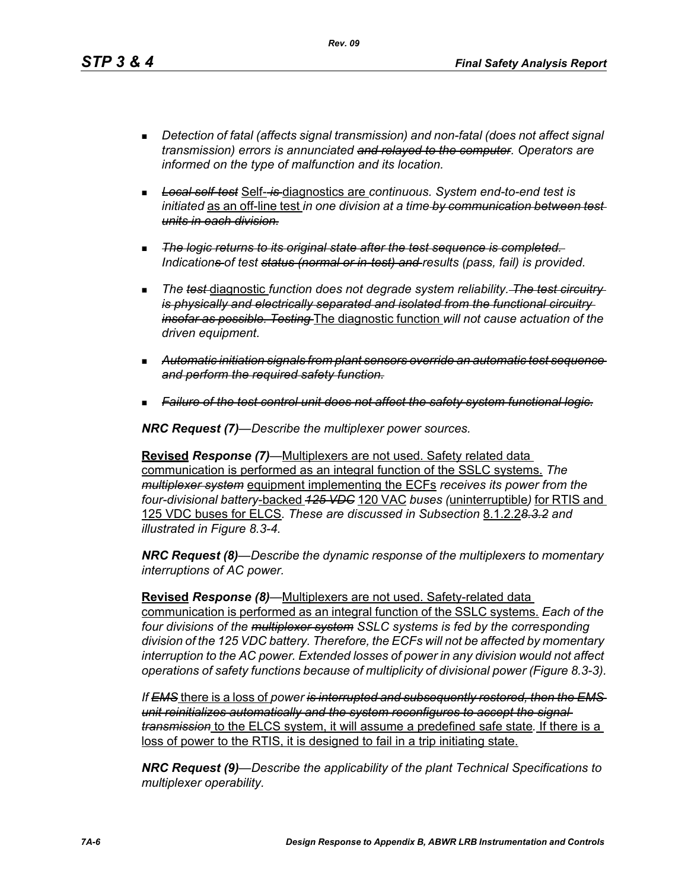- *Detection of fatal (affects signal transmission) and non-fatal (does not affect signal transmission) errors is annunciated ~~and relayed to the computer~~. Operators are informed on the type of malfunction and its location.*

- ***~~Local self-test~~*** Self- ~~*is*~~ diagnostics are *continuous. System end-to-end test is initiated* as an off-line test *in one division at a time* ~~*by communication between test units in each division.*~~

- ~~*The logic returns to its original state after the test sequence is completed.*~~ *Indication~~s~~ of test ~~status (normal or in-test) and~~ results (pass, fail) is provided.*

- *The ~~test~~* diagnostic *function does not degrade system reliability.* ~~*The test circuitry is physically and electrically separated and isolated from the functional circuitry insofar as possible. Testing*~~ The diagnostic function *will not cause actuation of the driven equipment.*

- ~~*Automatic initiation signals from plant sensors override an automatic test sequence and perform the required safety function.*~~

- ~~*Failure of the test control unit does not affect the safety system functional logic.*~~

***NRC Request (7)****—Describe the multiplexer power sources.*

**Revised** ***Response (7)****—*Multiplexers are not used. Safety related data communication is performed as an integral function of the SSLC systems. *The* ~~*multiplexer system*~~ equipment implementing the ECFs *receives its power from the four-divisional battery*-backed ~~*125 VDC*~~ 120 VAC *buses (*uninterruptible*)* for RTIS and 125 VDC buses for ELCS*. These are discussed in Subsection* 8.1.2.2~~*8.3.2*~~ *and illustrated in Figure 8.3-4.*

***NRC Request (8)****—Describe the dynamic response of the multiplexers to momentary interruptions of AC power.*

**Revised** ***Response (8)****—*Multiplexers are not used. Safety-related data communication is performed as an integral function of the SSLC systems. *Each of the four divisions of the* ~~*multiplexer system*~~ *SSLC systems is fed by the corresponding division of the 125 VDC battery. Therefore, the ECFs will not be affected by momentary interruption to the AC power. Extended losses of power in any division would not affect operations of safety functions because of multiplicity of divisional power (Figure 8.3-3).*

*If* ~~*EMS*~~ there is a loss of *power* ~~*is interrupted and subsequently restored, then the EMS unit reinitializes automatically and the system reconfigures to accept the signal transmission*~~ to the ELCS system, it will assume a predefined safe state*.* If there is a loss of power to the RTIS, it is designed to fail in a trip initiating state.

***NRC Request (9)****—Describe the applicability of the plant Technical Specifications to multiplexer operability.*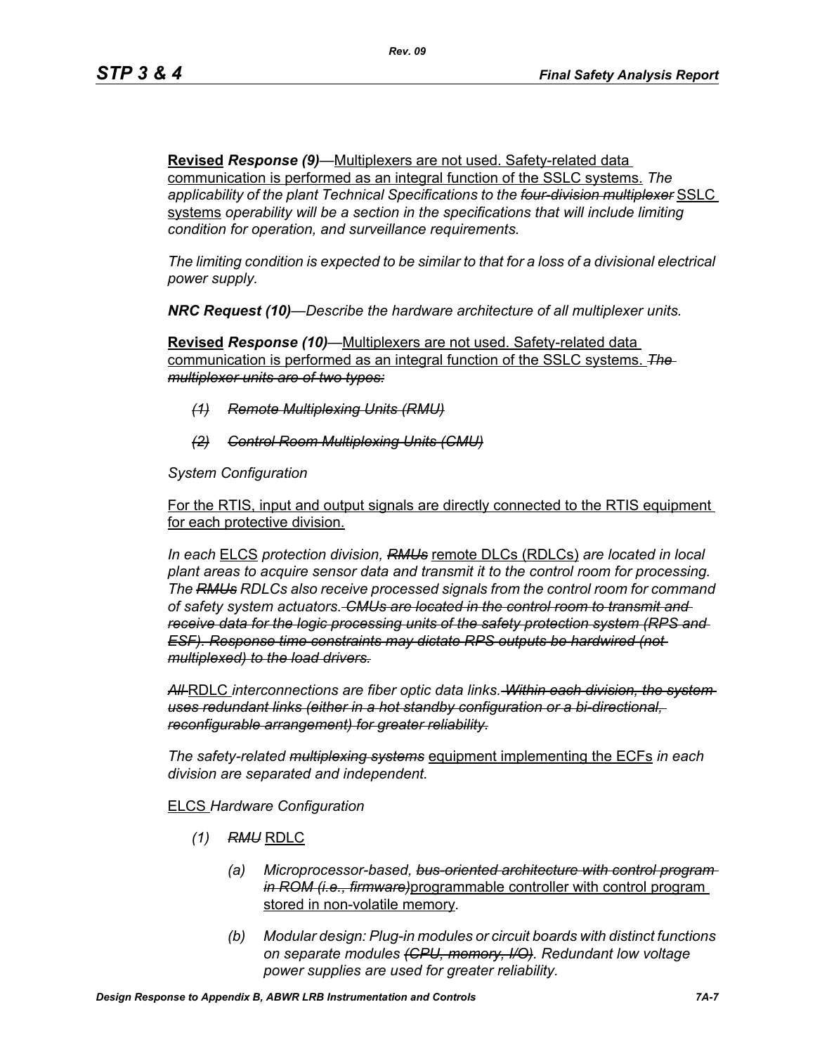**Revised** ***Response (9)***—Multiplexers are not used. Safety-related data communication is performed as an integral function of the SSLC systems. *The applicability of the plant Technical Specifications to the ~~four-division multiplexer~~* SSLC systems *operability will be a section in the specifications that will include limiting condition for operation, and surveillance requirements.*

*The limiting condition is expected to be similar to that for a loss of a divisional electrical power supply.*

***NRC Request (10)****—Describe the hardware architecture of all multiplexer units.*

**Revised** ***Response (10)***—Multiplexers are not used. Safety-related data communication is performed as an integral function of the SSLC systems. *~~The multiplexer units are of two types:~~*

- *~~(1) Remote Multiplexing Units (RMU)~~*
- *~~(2) Control Room Multiplexing Units (CMU)~~*

*System Configuration*

For the RTIS, input and output signals are directly connected to the RTIS equipment for each protective division.

*In each* ELCS *protection division, ~~RMUs~~* remote DLCs (RDLCs) *are located in local plant areas to acquire sensor data and transmit it to the control room for processing. The ~~RMUs~~ RDLCs also receive processed signals from the control room for command of safety system actuators. ~~CMUs are located in the control room to transmit and receive data for the logic processing units of the safety protection system (RPS and ESF). Response time constraints may dictate RPS outputs be hardwired (not multiplexed) to the load drivers.~~*

*~~All~~* RDLC *interconnections are fiber optic data links. ~~Within each division, the system uses redundant links (either in a hot standby configuration or a bi-directional, reconfigurable arrangement) for greater reliability.~~*

*The safety-related ~~multiplexing systems~~* equipment implementing the ECFs *in each division are separated and independent.*

ELCS *Hardware Configuration*

*(1) ~~RMU~~* RDLC

*(a) Microprocessor-based, ~~bus-oriented architecture with control program in ROM (i.e., firmware)~~*programmable controller with control program stored in non-volatile memory.

*(b) Modular design: Plug-in modules or circuit boards with distinct functions on separate modules ~~(CPU, memory, I/O)~~. Redundant low voltage power supplies are used for greater reliability.*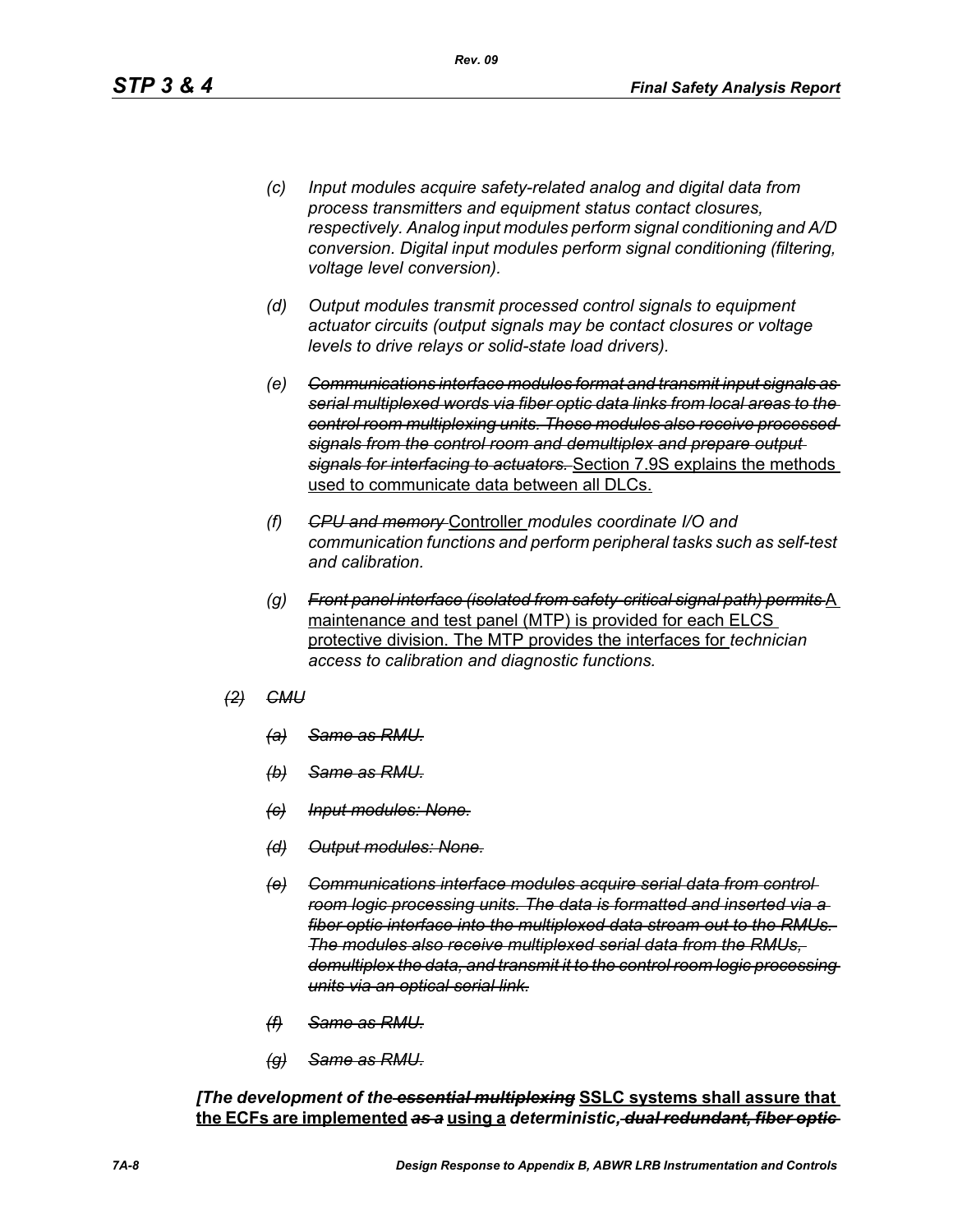*(c) Input modules acquire safety-related analog and digital data from process transmitters and equipment status contact closures, respectively. Analog input modules perform signal conditioning and A/D conversion. Digital input modules perform signal conditioning (filtering, voltage level conversion).*

*(d) Output modules transmit processed control signals to equipment actuator circuits (output signals may be contact closures or voltage levels to drive relays or solid-state load drivers).*

*(e) ~~Communications interface modules format and transmit input signals as serial multiplexed words via fiber optic data links from local areas to the control room multiplexing units. These modules also receive processed signals from the control room and demultiplex and prepare output signals for interfacing to actuators.~~* <u>Section 7.9S explains the methods used to communicate data between all DLCs.</u>

*(f) ~~CPU and memory~~* <u>Controller</u> *modules coordinate I/O and communication functions and perform peripheral tasks such as self-test and calibration.*

*(g) ~~Front panel interface (isolated from safety-critical signal path) permits~~* <u>A maintenance and test panel (MTP) is provided for each ELCS protective division. The MTP provides the interfaces for</u> *technician access to calibration and diagnostic functions.*

*~~(2) CMU~~*

*~~(a) Same as RMU.~~*

*~~(b) Same as RMU.~~*

*~~(c) Input modules: None.~~*

*~~(d) Output modules: None.~~*

*~~(e) Communications interface modules acquire serial data from control room logic processing units. The data is formatted and inserted via a fiber optic interface into the multiplexed data stream out to the RMUs. The modules also receive multiplexed serial data from the RMUs, demultiplex the data, and transmit it to the control room logic processing units via an optical serial link.~~*

*~~(f) Same as RMU.~~*

*~~(g) Same as RMU.~~*

***[The development of the ~~essential multiplexing~~*** **<u>SSLC systems shall assure that the ECFs are implemented</u>** ***~~as a~~*** **<u>using a</u>** ***deterministic, ~~dual redundant, fiber optic~~***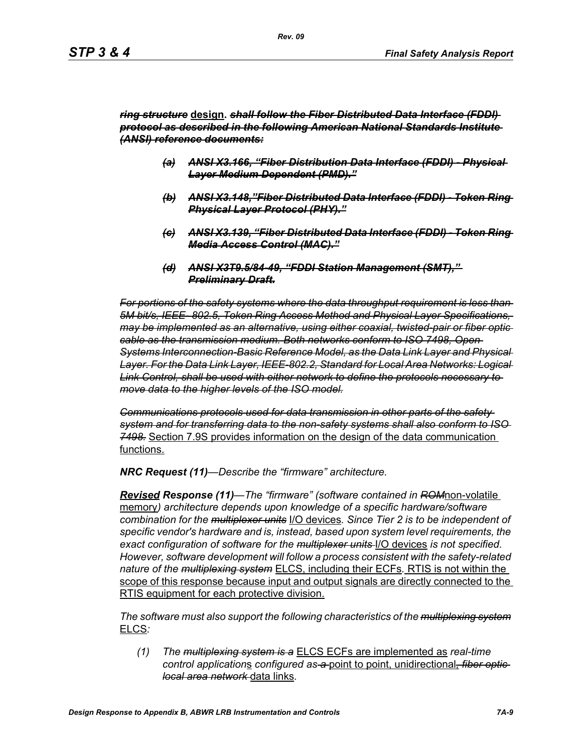~~***ring structure***~~ **design**. ~~***shall follow the Fiber Distributed Data Interface (FDDI) protocol as described in the following American National Standards Institute (ANSI) reference documents:***~~

> ~~***(a) ANSI X3.166, "Fiber Distribution Data Interface (FDDI) - Physical Layer Medium Dependent (PMD)."***~~
>
> ~~***(b) ANSI X3.148,"Fiber Distributed Data Interface (FDDI) - Token Ring Physical Layer Protocol (PHY)."***~~
>
> ~~***(c) ANSI X3.139, "Fiber Distributed Data Interface (FDDI) - Token Ring Media Access Control (MAC)."***~~
>
> ~~***(d) ANSI X3T9.5/84-49, "FDDI Station Management (SMT)," Preliminary Draft.***~~

~~*For portions of the safety systems where the data throughput requirement is less than 5M bit/s, IEEE- 802.5, Token Ring Access Method and Physical Layer Specifications, may be implemented as an alternative, using either coaxial, twisted-pair or fiber optic cable as the transmission medium. Both networks conform to ISO 7498, Open Systems Interconnection-Basic Reference Model, as the Data Link Layer and Physical Layer. For the Data Link Layer, IEEE-802.2, Standard for Local Area Networks: Logical Link Control, shall be used with either network to define the protocols necessary to move data to the higher levels of the ISO model.*~~

~~*Communications protocols used for data transmission in other parts of the safety system and for transferring data to the non-safety systems shall also conform to ISO 7498.*~~ Section 7.9S provides information on the design of the data communication functions.

***NRC Request (11)****—Describe the "firmware" architecture.*

***Revised Response (11)****—The "firmware" (software contained in* ~~*ROM*~~non-volatile memory*) architecture depends upon knowledge of a specific hardware/software combination for the* ~~*multiplexer units*~~ I/O devices*. Since Tier 2 is to be independent of specific vendor's hardware and is, instead, based upon system level requirements, the exact configuration of software for the* ~~*multiplexer units*~~ I/O devices *is not specified. However, software development will follow a process consistent with the safety-related nature of the* ~~*multiplexing system*~~ ELCS, including their ECFs*.* RTIS is not within the scope of this response because input and output signals are directly connected to the RTIS equipment for each protective division.

*The software must also support the following characteristics of the* ~~*multiplexing system*~~ ELCS*:*

(1) *The* ~~*multiplexing system is a*~~ ELCS ECFs are implemented as *real-time control application*s *configured as* ~~*a*~~ point to point, unidirectional~~*, fiber optic local area network*~~ data links*.*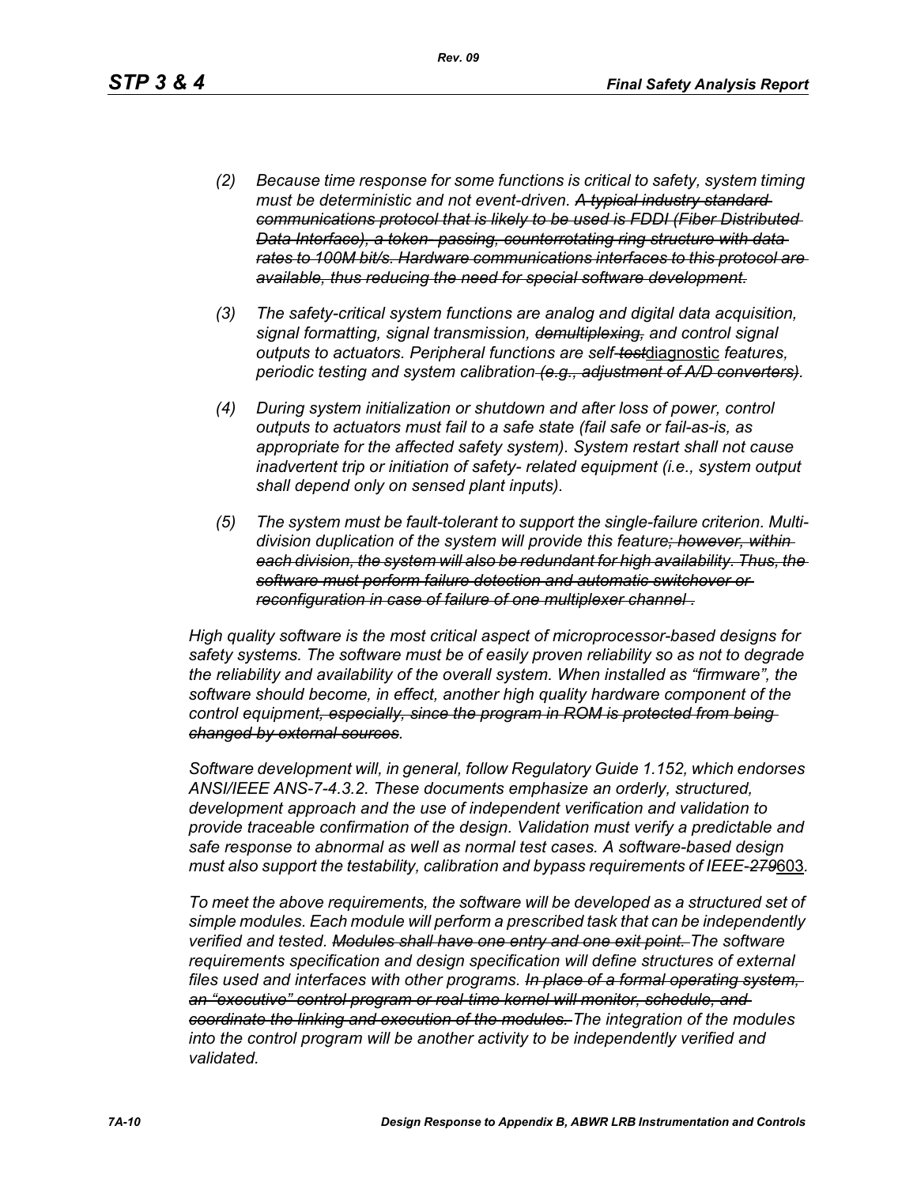*(2) Because time response for some functions is critical to safety, system timing must be deterministic and not event-driven. ~~A typical industry standard communications protocol that is likely to be used is FDDI (Fiber Distributed Data Interface), a token- passing, counterrotating ring structure with data rates to 100M bit/s. Hardware communications interfaces to this protocol are available, thus reducing the need for special software development.~~*

*(3) The safety-critical system functions are analog and digital data acquisition, signal formatting, signal transmission, ~~demultiplexing,~~ and control signal outputs to actuators. Peripheral functions are self-~~test~~*<u>diagnostic</u> *features, periodic testing and system calibration ~~(e.g., adjustment of A/D converters)~~.*

*(4) During system initialization or shutdown and after loss of power, control outputs to actuators must fail to a safe state (fail safe or fail-as-is, as appropriate for the affected safety system). System restart shall not cause inadvertent trip or initiation of safety- related equipment (i.e., system output shall depend only on sensed plant inputs).*

*(5) The system must be fault-tolerant to support the single-failure criterion. Multi-division duplication of the system will provide this feature~~; however, within each division, the system will also be redundant for high availability. Thus, the software must perform failure detection and automatic switchover or reconfiguration in case of failure of one multiplexer channel~~ .*

*High quality software is the most critical aspect of microprocessor-based designs for safety systems. The software must be of easily proven reliability so as not to degrade the reliability and availability of the overall system. When installed as "firmware", the software should become, in effect, another high quality hardware component of the control equipment~~, especially, since the program in ROM is protected from being changed by external sources~~.*

*Software development will, in general, follow Regulatory Guide 1.152, which endorses ANSI/IEEE ANS-7-4.3.2. These documents emphasize an orderly, structured, development approach and the use of independent verification and validation to provide traceable confirmation of the design. Validation must verify a predictable and safe response to abnormal as well as normal test cases. A software-based design must also support the testability, calibration and bypass requirements of IEEE-~~279~~*<u>603</u>*.*

*To meet the above requirements, the software will be developed as a structured set of simple modules. Each module will perform a prescribed task that can be independently verified and tested. ~~Modules shall have one entry and one exit point.~~ The software requirements specification and design specification will define structures of external files used and interfaces with other programs. ~~In place of a formal operating system, an "executive" control program or real-time kernel will monitor, schedule, and coordinate the linking and execution of the modules.~~ The integration of the modules into the control program will be another activity to be independently verified and validated.*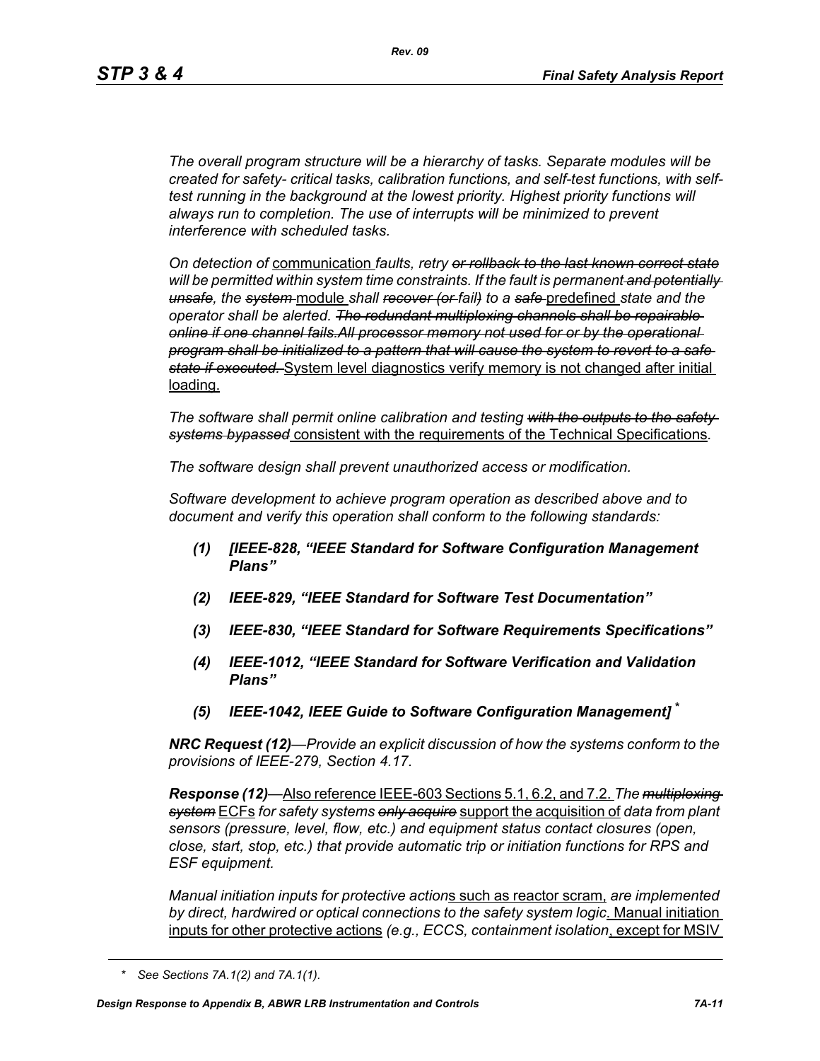*The overall program structure will be a hierarchy of tasks. Separate modules will be created for safety- critical tasks, calibration functions, and self-test functions, with self-test running in the background at the lowest priority. Highest priority functions will always run to completion. The use of interrupts will be minimized to prevent interference with scheduled tasks.*

*On detection of* <u>communication</u> *faults, retry* ~~*or rollback to the last known correct state*~~ *will be permitted within system time constraints. If the fault is permanent* ~~*and potentially unsafe*~~*, the* ~~*system*~~ <u>module</u> *shall* ~~*recover (or*~~ *fail*~~*)*~~ *to a* ~~*safe*~~ <u>predefined</u> *state and the operator shall be alerted.* ~~*The redundant multiplexing channels shall be repairable online if one channel fails.All processor memory not used for or by the operational program shall be initialized to a pattern that will cause the system to revert to a safe state if executed.*~~ <u>System level diagnostics verify memory is not changed after initial loading.</u>

*The software shall permit online calibration and testing* ~~*with the outputs to the safety systems bypassed*~~ <u>consistent with the requirements of the Technical Specifications</u>*.*

*The software design shall prevent unauthorized access or modification.*

*Software development to achieve program operation as described above and to document and verify this operation shall conform to the following standards:*

***(1) [IEEE-828, "IEEE Standard for Software Configuration Management Plans"***

***(2) IEEE-829, "IEEE Standard for Software Test Documentation"***

***(3) IEEE-830, "IEEE Standard for Software Requirements Specifications"***

***(4) IEEE-1012, "IEEE Standard for Software Verification and Validation Plans"***

***(5) IEEE-1042, IEEE Guide to Software Configuration Management]** \**

***NRC Request (12)****—Provide an explicit discussion of how the systems conform to the provisions of IEEE-279, Section 4.17.*

***Response (12)****—*<u>Also reference IEEE-603 Sections 5.1, 6.2, and 7.2.</u> *The* ~~*multiplexing system*~~ <u>ECFs</u> *for safety systems* ~~*only acquire*~~ <u>support the acquisition of</u> *data from plant sensors (pressure, level, flow, etc.) and equipment status contact closures (open, close, start, stop, etc.) that provide automatic trip or initiation functions for RPS and ESF equipment.*

*Manual initiation inputs for protective action*<u>s such as reactor scram,</u> *are implemented by direct, hardwired or optical connections to the safety system logic*<u>. Manual initiation inputs for other protective actions</u> *(e.g., ECCS, containment isolation*<u>, except for MSIV</u>

\* *See Sections 7A.1(2) and 7A.1(1).*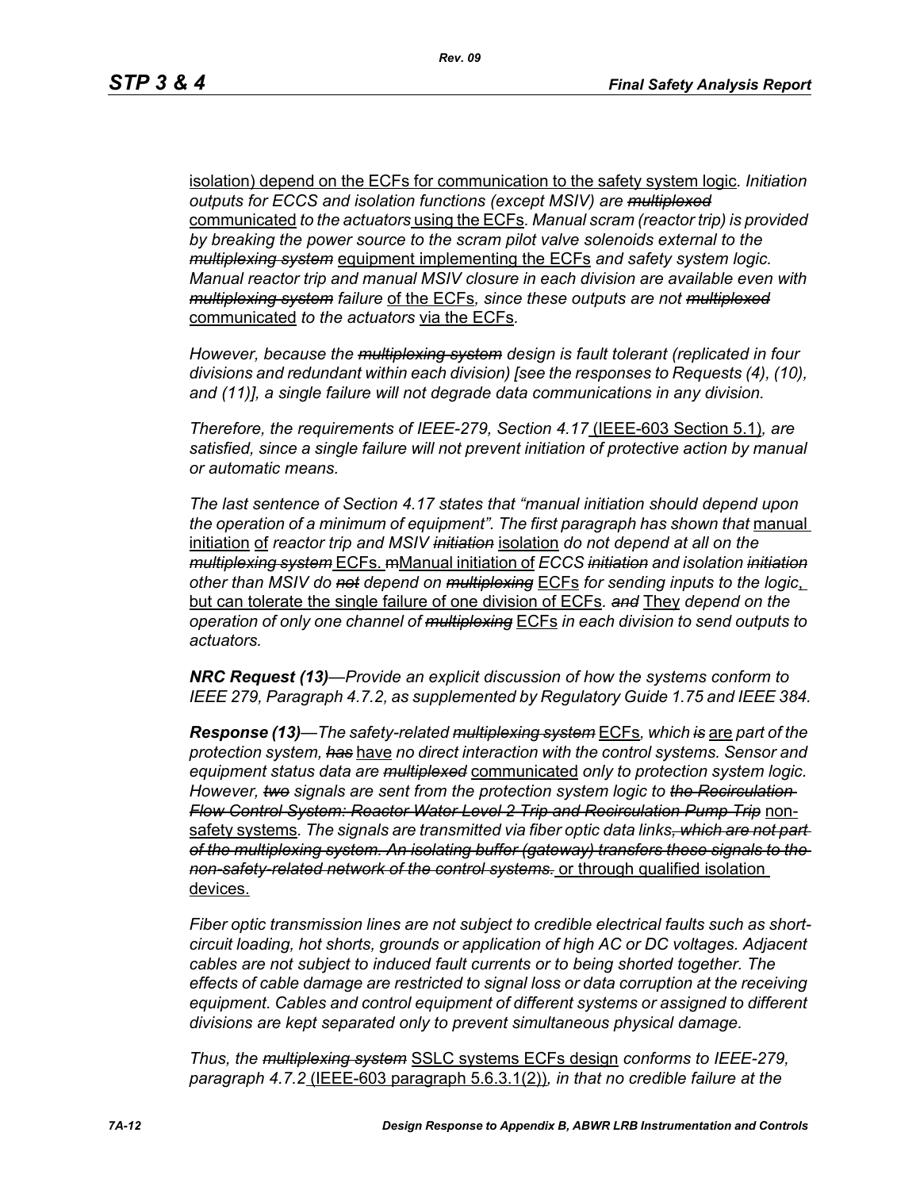isolation) depend on the ECFs for communication to the safety system logic. *Initiation outputs for ECCS and isolation functions (except MSIV) are ~~multiplexed~~* communicated *to the actuators* using the ECFs*. Manual scram (reactor trip) is provided by breaking the power source to the scram pilot valve solenoids external to the ~~multiplexing system~~* equipment implementing the ECFs *and safety system logic. Manual reactor trip and manual MSIV closure in each division are available even with ~~multiplexing system~~ failure* of the ECFs*, since these outputs are not ~~multiplexed~~* communicated *to the actuators* via the ECFs.

*However, because the ~~multiplexing system~~ design is fault tolerant (replicated in four divisions and redundant within each division) [see the responses to Requests (4), (10), and (11)], a single failure will not degrade data communications in any division.*

*Therefore, the requirements of IEEE-279, Section 4.17* (IEEE-603 Section 5.1)*, are satisfied, since a single failure will not prevent initiation of protective action by manual or automatic means.*

*The last sentence of Section 4.17 states that "manual initiation should depend upon the operation of a minimum of equipment". The first paragraph has shown that* manual initiation of *reactor trip and MSIV ~~initiation~~* isolation *do not depend at all on the ~~multiplexing system~~* ECFs. ~~m~~Manual initiation of *ECCS ~~initiation~~ and isolation ~~initiation~~ other than MSIV do ~~not~~ depend on ~~multiplexing~~* ECFs *for sending inputs to the logic*, but can tolerate the single failure of one division of ECFs*. ~~and~~* They *depend on the operation of only one channel of ~~multiplexing~~* ECFs *in each division to send outputs to actuators.*

***NRC Request (13)****—Provide an explicit discussion of how the systems conform to IEEE 279, Paragraph 4.7.2, as supplemented by Regulatory Guide 1.75 and IEEE 384.*

***Response (13)****—The safety-related ~~multiplexing system~~* ECFs*, which ~~is~~* are *part of the protection system, ~~has~~* have *no direct interaction with the control systems. Sensor and equipment status data are ~~multiplexed~~* communicated *only to protection system logic. However, ~~two~~ signals are sent from the protection system logic to ~~the Recirculation Flow Control System: Reactor Water Level 2 Trip and Recirculation Pump Trip~~* non-safety systems*. The signals are transmitted via fiber optic data links~~, which are not part of the multiplexing system. An isolating buffer (gateway) transfers these signals to the non-safety-related network of the control systems.~~* or through qualified isolation devices.

*Fiber optic transmission lines are not subject to credible electrical faults such as short-circuit loading, hot shorts, grounds or application of high AC or DC voltages. Adjacent cables are not subject to induced fault currents or to being shorted together. The effects of cable damage are restricted to signal loss or data corruption at the receiving equipment. Cables and control equipment of different systems or assigned to different divisions are kept separated only to prevent simultaneous physical damage.*

*Thus, the ~~multiplexing system~~* SSLC systems ECFs design *conforms to IEEE-279, paragraph 4.7.2* (IEEE-603 paragraph 5.6.3.1(2))*, in that no credible failure at the*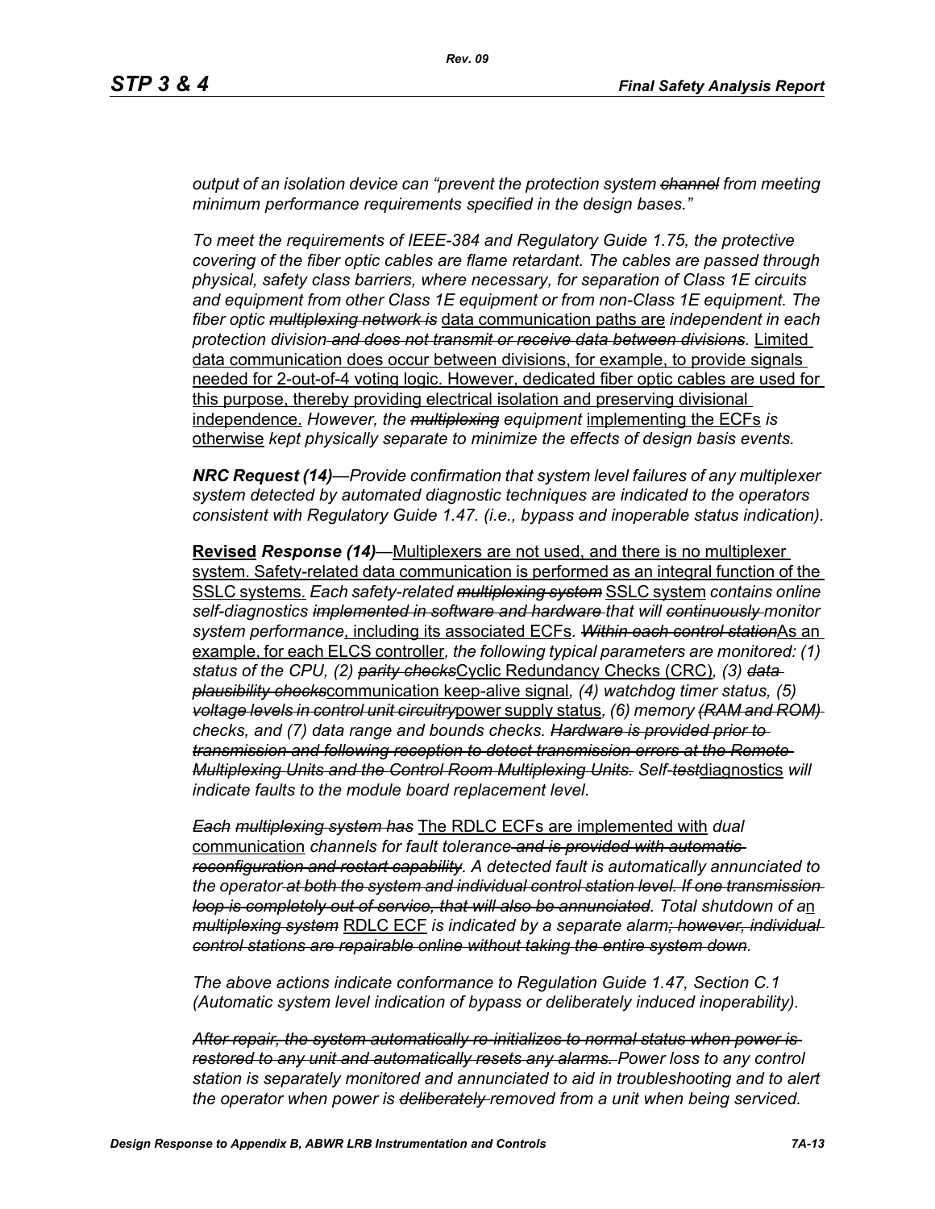*output of an isolation device can "prevent the protection system ~~channel~~ from meeting minimum performance requirements specified in the design bases."*

*To meet the requirements of IEEE-384 and Regulatory Guide 1.75, the protective covering of the fiber optic cables are flame retardant. The cables are passed through physical, safety class barriers, where necessary, for separation of Class 1E circuits and equipment from other Class 1E equipment or from non-Class 1E equipment. The fiber optic ~~multiplexing network is~~* data communication paths are *independent in each protection division ~~and does not transmit or receive data between divisions~~.* Limited data communication does occur between divisions, for example, to provide signals needed for 2-out-of-4 voting logic. However, dedicated fiber optic cables are used for this purpose, thereby providing electrical isolation and preserving divisional independence. *However, the ~~multiplexing~~ equipment* implementing the ECFs *is* otherwise *kept physically separate to minimize the effects of design basis events.*

***NRC Request (14)****—Provide confirmation that system level failures of any multiplexer system detected by automated diagnostic techniques are indicated to the operators consistent with Regulatory Guide 1.47. (i.e., bypass and inoperable status indication).*

**Revised** ***Response (14)****—*Multiplexers are not used, and there is no multiplexer system. Safety-related data communication is performed as an integral function of the SSLC systems. *Each safety-related ~~multiplexing system~~* SSLC system *contains online self-diagnostics ~~implemented in software and hardware~~ that will ~~continuously~~ monitor system performance*, including its associated ECFs*. ~~Within each control station~~*As an example, for each ELCS controller*, the following typical parameters are monitored: (1) status of the CPU, (2) ~~parity checks~~*Cyclic Redundancy Checks (CRC)*, (3) ~~data plausibility checks~~*communication keep-alive signal*, (4) watchdog timer status, (5) ~~voltage levels in control unit circuitry~~*power supply status*, (6) memory ~~(RAM and ROM)~~ checks, and (7) data range and bounds checks. ~~Hardware is provided prior to transmission and following reception to detect transmission errors at the Remote Multiplexing Units and the Control Room Multiplexing Units.~~ Self-~~test~~*diagnostics *will indicate faults to the module board replacement level.*

*~~Each~~ ~~multiplexing system has~~* The RDLC ECFs are implemented with *dual* communication *channels for fault tolerance ~~and is provided with automatic reconfiguration and restart capability~~. A detected fault is automatically annunciated to the operator ~~at both the system and individual control station level. If one transmission loop is completely out of service, that will also be annunciated~~. Total shutdown of a*n *~~multiplexing system~~* RDLC ECF *is indicated by a separate alarm~~; however, individual control stations are repairable online without taking the entire system down~~.*

*The above actions indicate conformance to Regulation Guide 1.47, Section C.1 (Automatic system level indication of bypass or deliberately induced inoperability).*

*~~After repair, the system automatically re-initializes to normal status when power is restored to any unit and automatically resets any alarms.~~ Power loss to any control station is separately monitored and annunciated to aid in troubleshooting and to alert the operator when power is ~~deliberately~~ removed from a unit when being serviced.*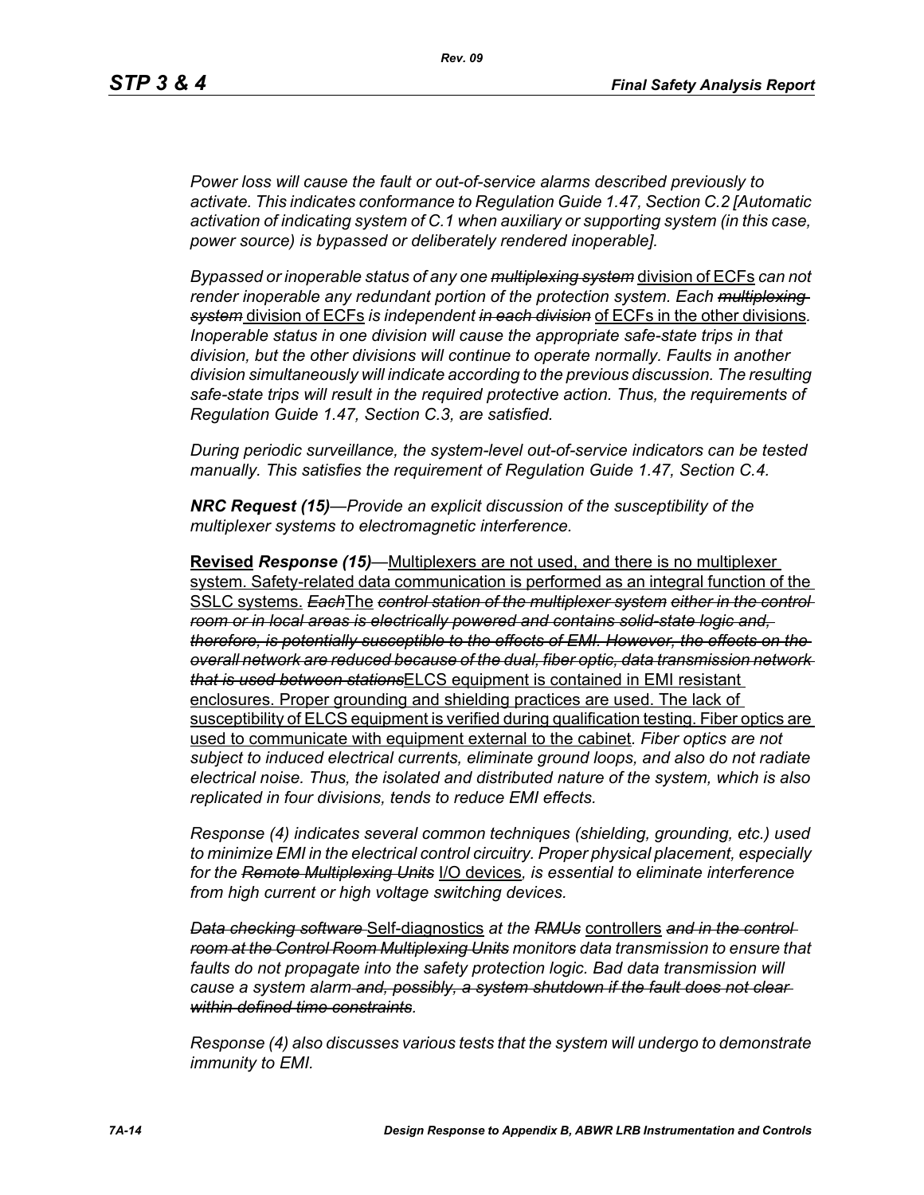*Power loss will cause the fault or out-of-service alarms described previously to activate. This indicates conformance to Regulation Guide 1.47, Section C.2 [Automatic activation of indicating system of C.1 when auxiliary or supporting system (in this case, power source) is bypassed or deliberately rendered inoperable].*

*Bypassed or inoperable status of any one* ~~*multiplexing system*~~ division of ECFs *can not render inoperable any redundant portion of the protection system. Each* ~~*multiplexing system*~~ division of ECFs *is independent* ~~*in each division*~~ of ECFs in the other divisions*. Inoperable status in one division will cause the appropriate safe-state trips in that division, but the other divisions will continue to operate normally. Faults in another division simultaneously will indicate according to the previous discussion. The resulting safe-state trips will result in the required protective action. Thus, the requirements of Regulation Guide 1.47, Section C.3, are satisfied.*

*During periodic surveillance, the system-level out-of-service indicators can be tested manually. This satisfies the requirement of Regulation Guide 1.47, Section C.4.*

***NRC Request (15)****—Provide an explicit discussion of the susceptibility of the multiplexer systems to electromagnetic interference.*

**Revised** ***Response (15)****—*Multiplexers are not used, and there is no multiplexer system. Safety-related data communication is performed as an integral function of the SSLC systems. ~~*Each*~~The ~~*control station of the multiplexer system either in the control room or in local areas is electrically powered and contains solid-state logic and, therefore, is potentially susceptible to the effects of EMI. However, the effects on the overall network are reduced because of the dual, fiber optic, data transmission network that is used between stations*~~ELCS equipment is contained in EMI resistant enclosures. Proper grounding and shielding practices are used. The lack of susceptibility of ELCS equipment is verified during qualification testing. Fiber optics are used to communicate with equipment external to the cabinet*. Fiber optics are not subject to induced electrical currents, eliminate ground loops, and also do not radiate electrical noise. Thus, the isolated and distributed nature of the system, which is also replicated in four divisions, tends to reduce EMI effects.*

*Response (4) indicates several common techniques (shielding, grounding, etc.) used to minimize EMI in the electrical control circuitry. Proper physical placement, especially for the* ~~*Remote Multiplexing Units*~~ I/O devices*, is essential to eliminate interference from high current or high voltage switching devices.*

~~*Data checking software*~~ Self-diagnostics *at the* ~~*RMUs*~~ controllers ~~*and in the control room at the Control Room Multiplexing Units*~~ *monitors data transmission to ensure that faults do not propagate into the safety protection logic. Bad data transmission will cause a system alarm* ~~*and, possibly, a system shutdown if the fault does not clear within defined time constraints*~~*.*

*Response (4) also discusses various tests that the system will undergo to demonstrate immunity to EMI.*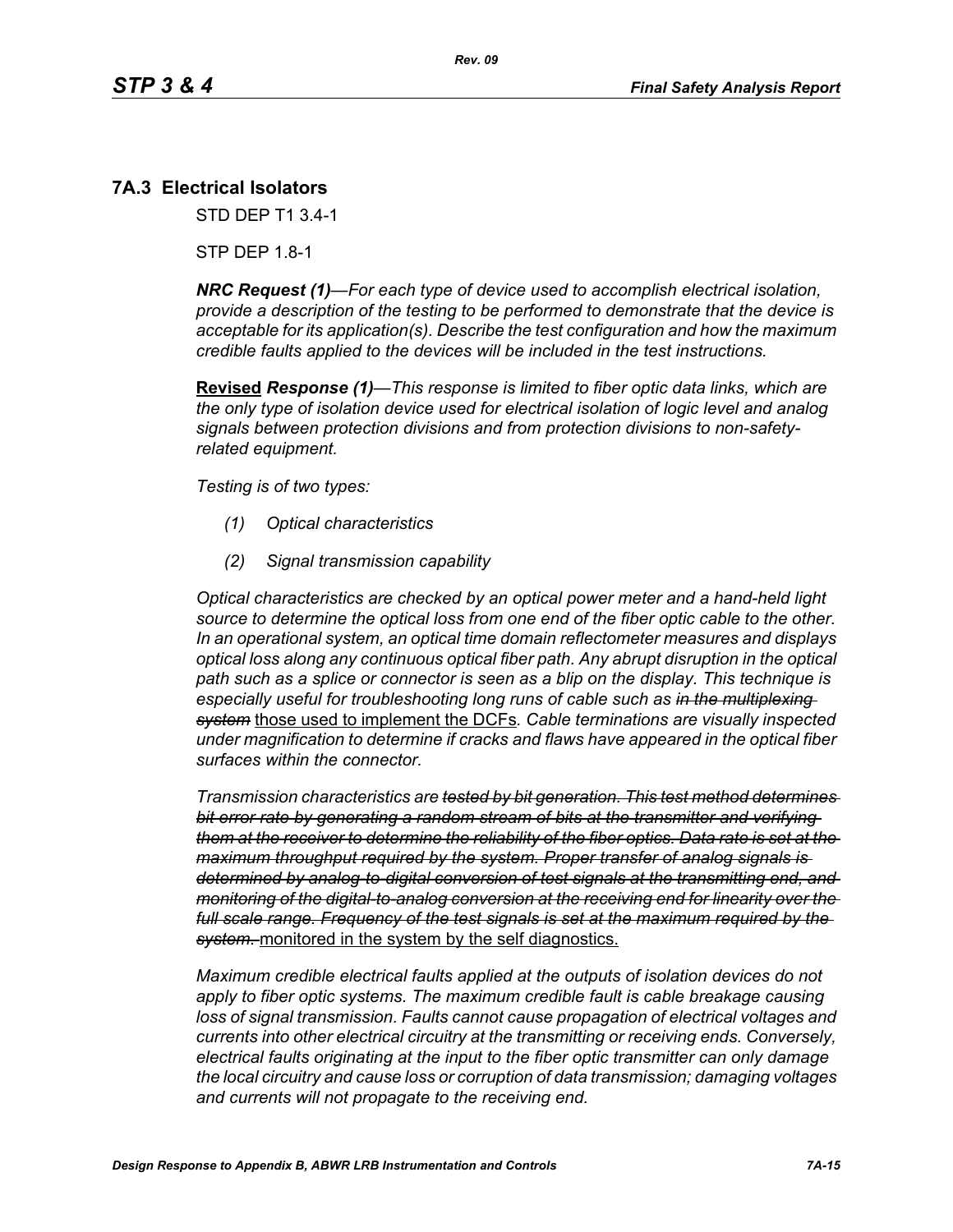## 7A.3 Electrical Isolators

STD DEP T1 3.4-1

STP DEP 1.8-1

***NRC Request (1)****—For each type of device used to accomplish electrical isolation, provide a description of the testing to be performed to demonstrate that the device is acceptable for its application(s). Describe the test configuration and how the maximum credible faults applied to the devices will be included in the test instructions.*

<u>**Revised**</u> ***Response (1)****—This response is limited to fiber optic data links, which are the only type of isolation device used for electrical isolation of logic level and analog signals between protection divisions and from protection divisions to non-safety-related equipment.*

*Testing is of two types:*

*(1) Optical characteristics*

*(2) Signal transmission capability*

*Optical characteristics are checked by an optical power meter and a hand-held light source to determine the optical loss from one end of the fiber optic cable to the other. In an operational system, an optical time domain reflectometer measures and displays optical loss along any continuous optical fiber path. Any abrupt disruption in the optical path such as a splice or connector is seen as a blip on the display. This technique is especially useful for troubleshooting long runs of cable such as ~~in the multiplexing system~~* <u>those used to implement the DCFs</u>*. Cable terminations are visually inspected under magnification to determine if cracks and flaws have appeared in the optical fiber surfaces within the connector.*

*Transmission characteristics are ~~tested by bit generation. This test method determines bit error rate by generating a random stream of bits at the transmitter and verifying them at the receiver to determine the reliability of the fiber optics. Data rate is set at the maximum throughput required by the system. Proper transfer of analog signals is determined by analog-to-digital conversion of test signals at the transmitting end, and monitoring of the digital-to-analog conversion at the receiving end for linearity over the full scale range. Frequency of the test signals is set at the maximum required by the system.~~* <u>monitored in the system by the self diagnostics.</u>

*Maximum credible electrical faults applied at the outputs of isolation devices do not apply to fiber optic systems. The maximum credible fault is cable breakage causing loss of signal transmission. Faults cannot cause propagation of electrical voltages and currents into other electrical circuitry at the transmitting or receiving ends. Conversely, electrical faults originating at the input to the fiber optic transmitter can only damage the local circuitry and cause loss or corruption of data transmission; damaging voltages and currents will not propagate to the receiving end.*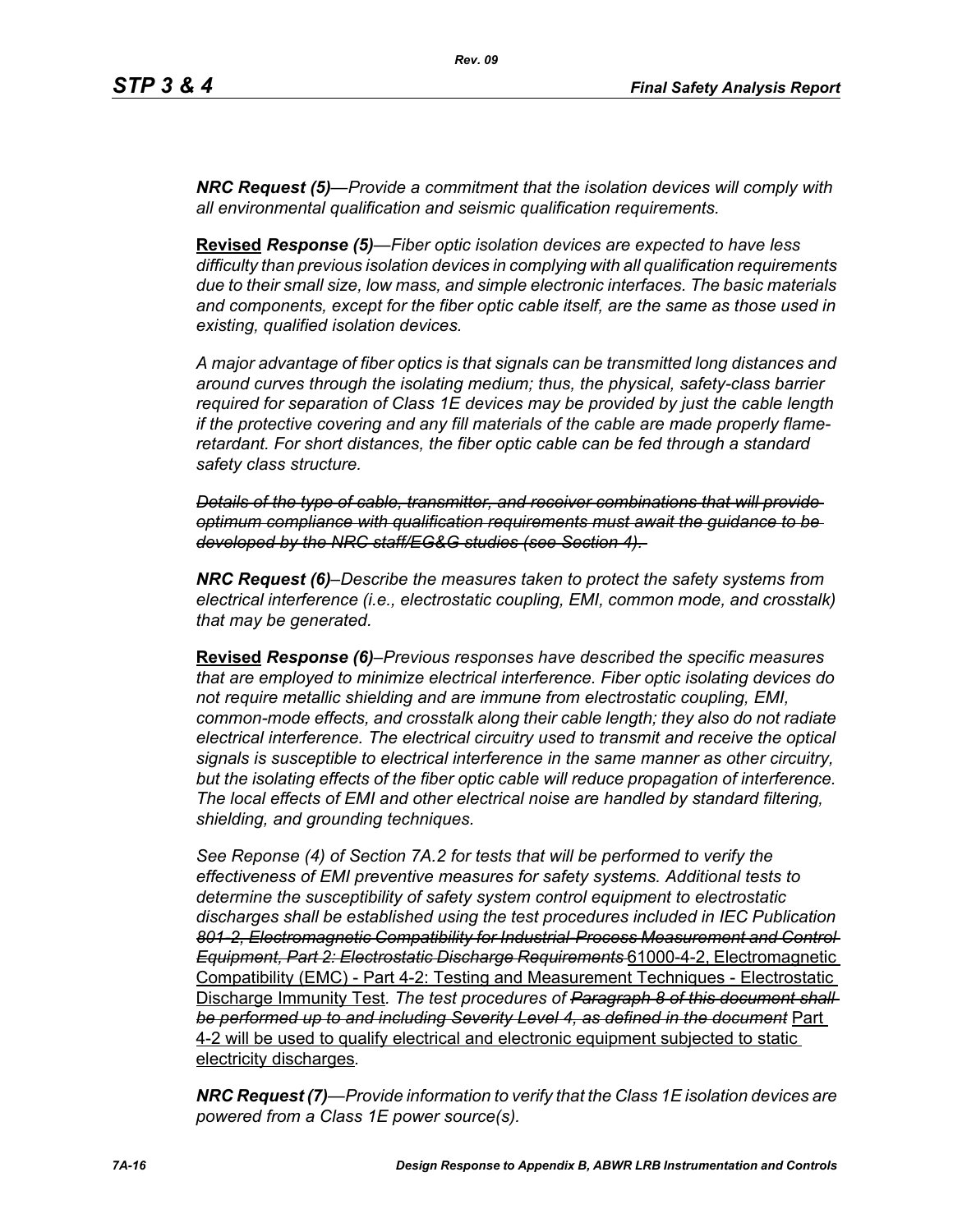***NRC Request (5)****—Provide a commitment that the isolation devices will comply with all environmental qualification and seismic qualification requirements.*

**Revised** ***Response (5)****—Fiber optic isolation devices are expected to have less difficulty than previous isolation devices in complying with all qualification requirements due to their small size, low mass, and simple electronic interfaces. The basic materials and components, except for the fiber optic cable itself, are the same as those used in existing, qualified isolation devices.*

*A major advantage of fiber optics is that signals can be transmitted long distances and around curves through the isolating medium; thus, the physical, safety-class barrier required for separation of Class 1E devices may be provided by just the cable length if the protective covering and any fill materials of the cable are made properly flame-retardant. For short distances, the fiber optic cable can be fed through a standard safety class structure.*

~~*Details of the type of cable, transmitter, and receiver combinations that will provide optimum compliance with qualification requirements must await the guidance to be developed by the NRC staff/EG&G studies (see Section 4).*~~

***NRC Request (6)****–Describe the measures taken to protect the safety systems from electrical interference (i.e., electrostatic coupling, EMI, common mode, and crosstalk) that may be generated.*

**Revised** ***Response (6)****–Previous responses have described the specific measures that are employed to minimize electrical interference. Fiber optic isolating devices do not require metallic shielding and are immune from electrostatic coupling, EMI, common-mode effects, and crosstalk along their cable length; they also do not radiate electrical interference. The electrical circuitry used to transmit and receive the optical signals is susceptible to electrical interference in the same manner as other circuitry, but the isolating effects of the fiber optic cable will reduce propagation of interference. The local effects of EMI and other electrical noise are handled by standard filtering, shielding, and grounding techniques.*

*See Reponse (4) of Section 7A.2 for tests that will be performed to verify the effectiveness of EMI preventive measures for safety systems. Additional tests to determine the susceptibility of safety system control equipment to electrostatic discharges shall be established using the test procedures included in IEC Publication* ~~*801-2, Electromagnetic Compatibility for Industrial-Process Measurement and Control Equipment, Part 2: Electrostatic Discharge Requirements*~~ <u>61000-4-2, Electromagnetic Compatibility (EMC) - Part 4-2: Testing and Measurement Techniques - Electrostatic Discharge Immunity Test</u>*. The test procedures of* ~~*Paragraph 8 of this document shall be performed up to and including Severity Level 4, as defined in the document*~~ <u>Part 4-2 will be used to qualify electrical and electronic equipment subjected to static electricity discharges</u>*.*

***NRC Request (7)****—Provide information to verify that the Class 1E isolation devices are powered from a Class 1E power source(s).*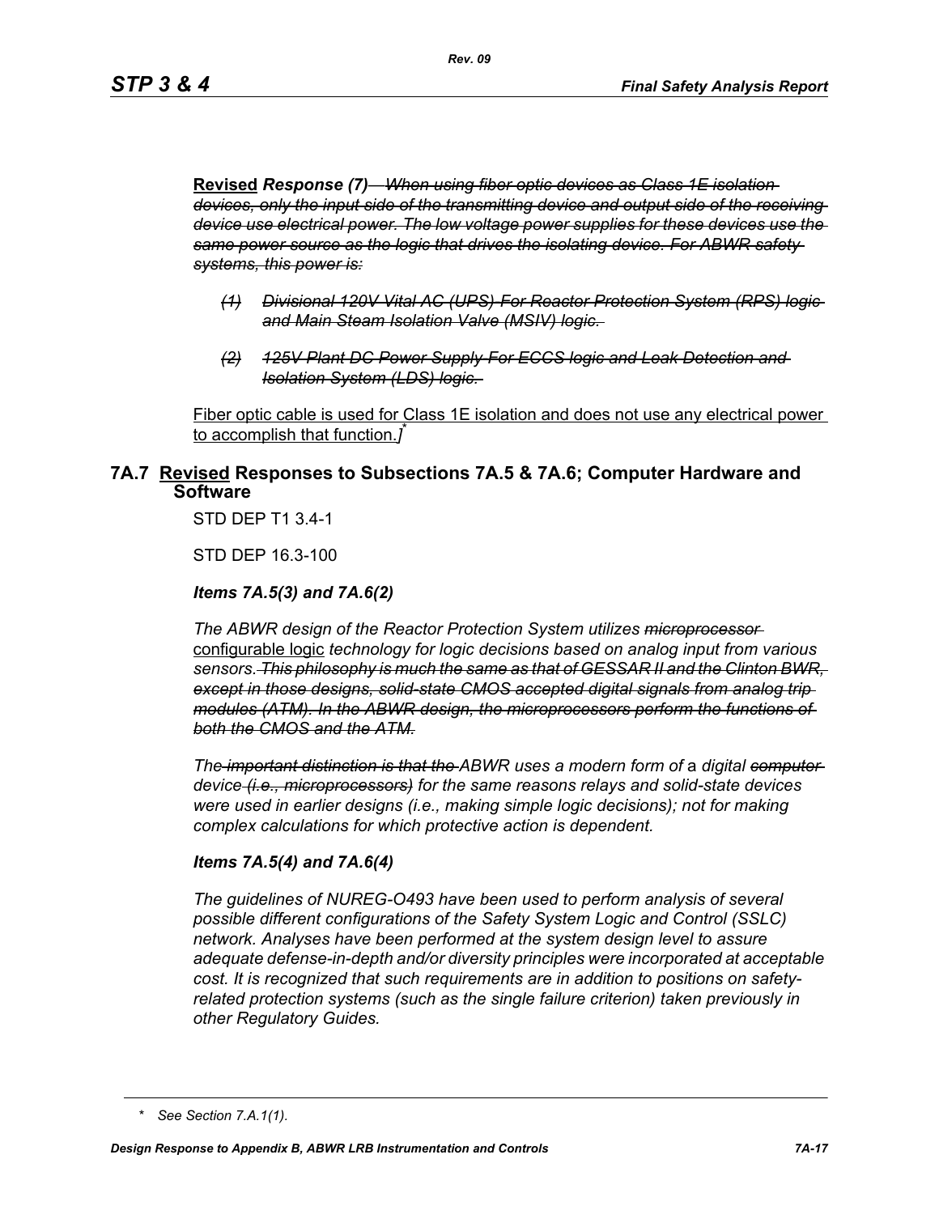**Revised** *Response (7)* ~~*When using fiber optic devices as Class 1E isolation devices, only the input side of the transmitting device and output side of the receiving device use electrical power. The low voltage power supplies for these devices use the same power source as the logic that drives the isolating device. For ABWR safety systems, this power is:*~~

- ~~*(1) Divisional 120V Vital AC (UPS) For Reactor Protection System (RPS) logic and Main Steam Isolation Valve (MSIV) logic.*~~
- ~~*(2) 125V Plant DC Power Supply For ECCS logic and Leak Detection and Isolation System (LDS) logic.*~~

Fiber optic cable is used for Class 1E isolation and does not use any electrical power to accomplish that function.*]**

## 7A.7 Revised Responses to Subsections 7A.5 & 7A.6; Computer Hardware and Software

STD DEP T1 3.4-1

STD DEP 16.3-100

### *Items 7A.5(3) and 7A.6(2)*

*The ABWR design of the Reactor Protection System utilizes* ~~*microprocessor*~~ configurable logic *technology for logic decisions based on analog input from various sensors.* ~~*This philosophy is much the same as that of GESSAR II and the Clinton BWR, except in those designs, solid-state CMOS accepted digital signals from analog trip modules (ATM). In the ABWR design, the microprocessors perform the functions of both the CMOS and the ATM.*~~

*The* ~~*important distinction is that the*~~ *ABWR uses a modern form of* a *digital* ~~*computer*~~ *device* ~~*(i.e., microprocessors)*~~ *for the same reasons relays and solid-state devices were used in earlier designs (i.e., making simple logic decisions); not for making complex calculations for which protective action is dependent.*

### *Items 7A.5(4) and 7A.6(4)*

*The guidelines of NUREG-O493 have been used to perform analysis of several possible different configurations of the Safety System Logic and Control (SSLC) network. Analyses have been performed at the system design level to assure adequate defense-in-depth and/or diversity principles were incorporated at acceptable cost. It is recognized that such requirements are in addition to positions on safety-related protection systems (such as the single failure criterion) taken previously in other Regulatory Guides.*

---

\* *See Section 7.A.1(1).*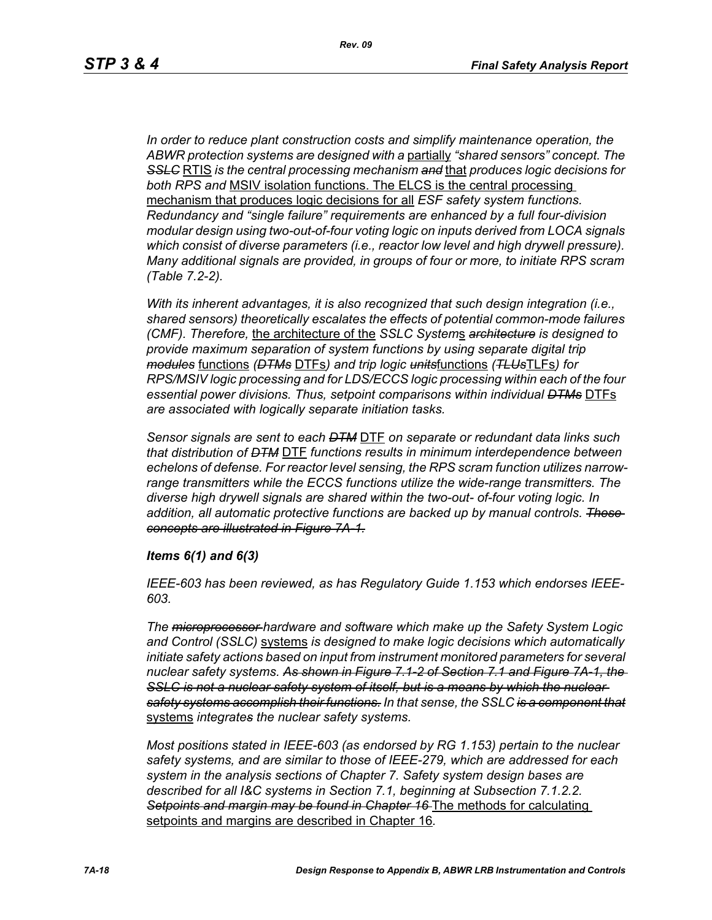*In order to reduce plant construction costs and simplify maintenance operation, the ABWR protection systems are designed with a* partially *"shared sensors" concept. The* ~~*SSLC*~~ RTIS *is the central processing mechanism* ~~*and*~~ that *produces logic decisions for both RPS and* MSIV isolation functions. The ELCS is the central processing mechanism that produces logic decisions for all *ESF safety system functions. Redundancy and "single failure" requirements are enhanced by a full four-division modular design using two-out-of-four voting logic on inputs derived from LOCA signals which consist of diverse parameters (i.e., reactor low level and high drywell pressure). Many additional signals are provided, in groups of four or more, to initiate RPS scram (Table 7.2-2).*

*With its inherent advantages, it is also recognized that such design integration (i.e., shared sensors) theoretically escalates the effects of potential common-mode failures (CMF). Therefore,* the architecture of the *SSLC System*s ~~*architecture*~~ *is designed to provide maximum separation of system functions by using separate digital trip* ~~*modules*~~ functions *(*~~*DTMs*~~ DTFs*) and trip logic* ~~*units*~~functions *(*~~*TLUs*~~TLFs*) for RPS/MSIV logic processing and for LDS/ECCS logic processing within each of the four essential power divisions. Thus, setpoint comparisons within individual* ~~*DTMs*~~ DTFs *are associated with logically separate initiation tasks.*

*Sensor signals are sent to each* ~~*DTM*~~ DTF *on separate or redundant data links such that distribution of* ~~*DTM*~~ DTF *functions results in minimum interdependence between echelons of defense. For reactor level sensing, the RPS scram function utilizes narrow-range transmitters while the ECCS functions utilize the wide-range transmitters. The diverse high drywell signals are shared within the two-out- of-four voting logic. In addition, all automatic protective functions are backed up by manual controls.* ~~*These concepts are illustrated in Figure 7A-1.*~~

***Items 6(1) and 6(3)***

*IEEE-603 has been reviewed, as has Regulatory Guide 1.153 which endorses IEEE-603.*

*The* ~~*microprocessor*~~ *hardware and software which make up the Safety System Logic and Control (SSLC)* systems *is designed to make logic decisions which automatically initiate safety actions based on input from instrument monitored parameters for several nuclear safety systems.* ~~*As shown in Figure 7.1-2 of Section 7.1 and Figure 7A-1, the SSLC is not a nuclear safety system of itself, but is a means by which the nuclear safety systems accomplish their functions.*~~ *In that sense, the SSLC* ~~*is a component that*~~ systems *integrate*~~*s*~~ *the nuclear safety systems.*

*Most positions stated in IEEE-603 (as endorsed by RG 1.153) pertain to the nuclear safety systems, and are similar to those of IEEE-279, which are addressed for each system in the analysis sections of Chapter 7. Safety system design bases are described for all I&C systems in Section 7.1, beginning at Subsection 7.1.2.2.* ~~*Setpoints and margin may be found in Chapter 16*~~ The methods for calculating setpoints and margins are described in Chapter 16.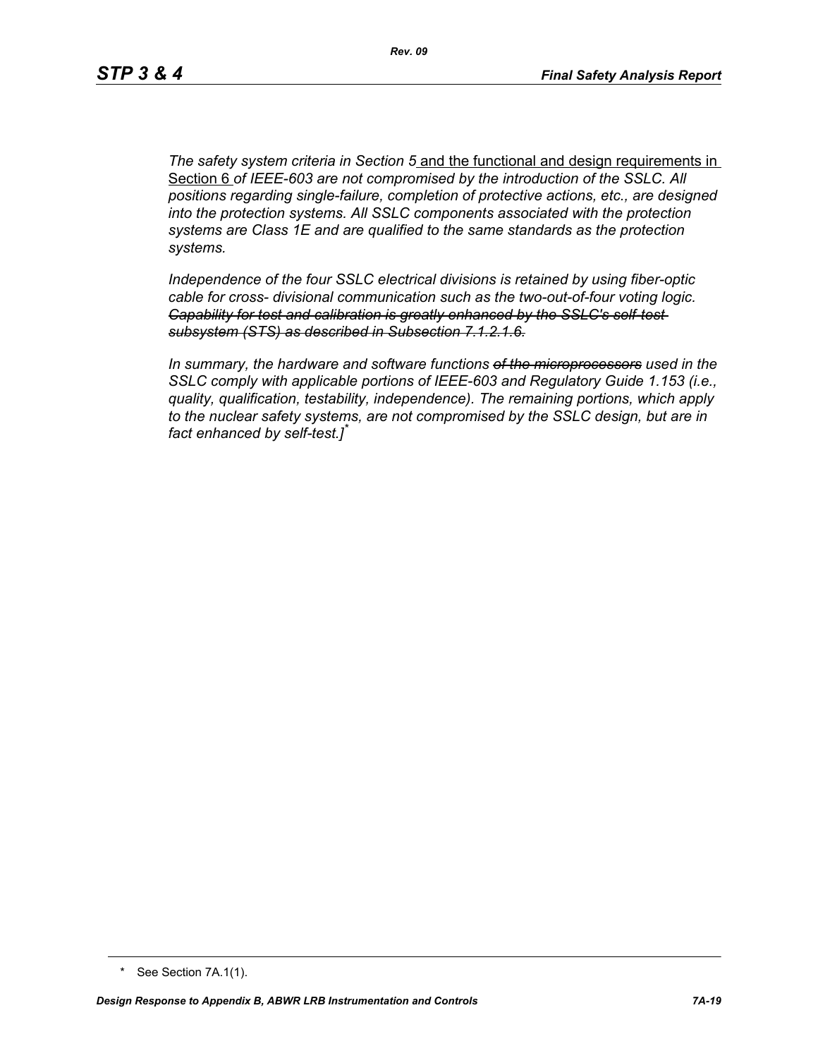*The safety system criteria in Section 5* and the functional and design requirements in Section 6 *of IEEE-603 are not compromised by the introduction of the SSLC. All positions regarding single-failure, completion of protective actions, etc., are designed into the protection systems. All SSLC components associated with the protection systems are Class 1E and are qualified to the same standards as the protection systems.*

*Independence of the four SSLC electrical divisions is retained by using fiber-optic cable for cross- divisional communication such as the two-out-of-four voting logic.* ~~*Capability for test and calibration is greatly enhanced by the SSLC's self-test subsystem (STS) as described in Subsection 7.1.2.1.6.*~~

*In summary, the hardware and software functions* ~~*of the microprocessors*~~ *used in the SSLC comply with applicable portions of IEEE-603 and Regulatory Guide 1.153 (i.e., quality, qualification, testability, independence). The remaining portions, which apply to the nuclear safety systems, are not compromised by the SSLC design, but are in fact enhanced by self-test.]**

\* See Section 7A.1(1).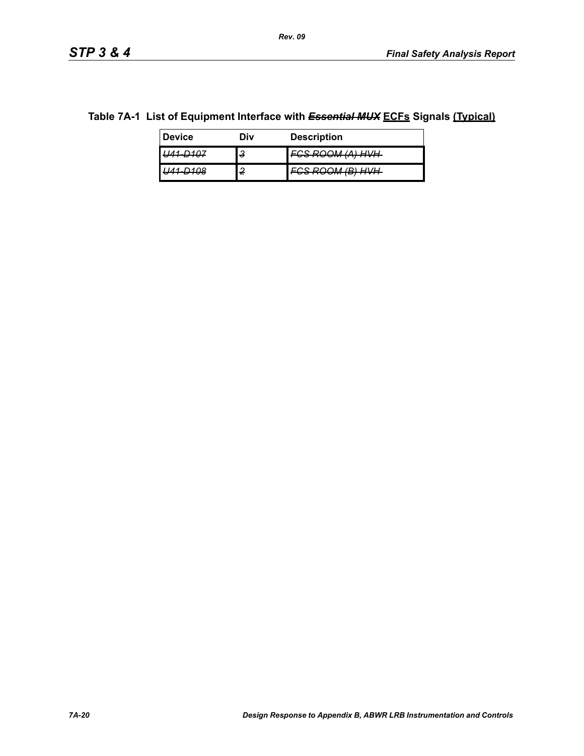**Table 7A-1 List of Equipment Interface with ~~*Essential MUX*~~ ECFs Signals (Typical)**

| Device | Div | Description |
|---|---|---|
| ~~*U41-D107*~~ | ~~*3*~~ | ~~*FCS ROOM (A) HVH*~~ |
| ~~*U41-D108*~~ | ~~*2*~~ | ~~*FCS ROOM (B) HVH*~~ |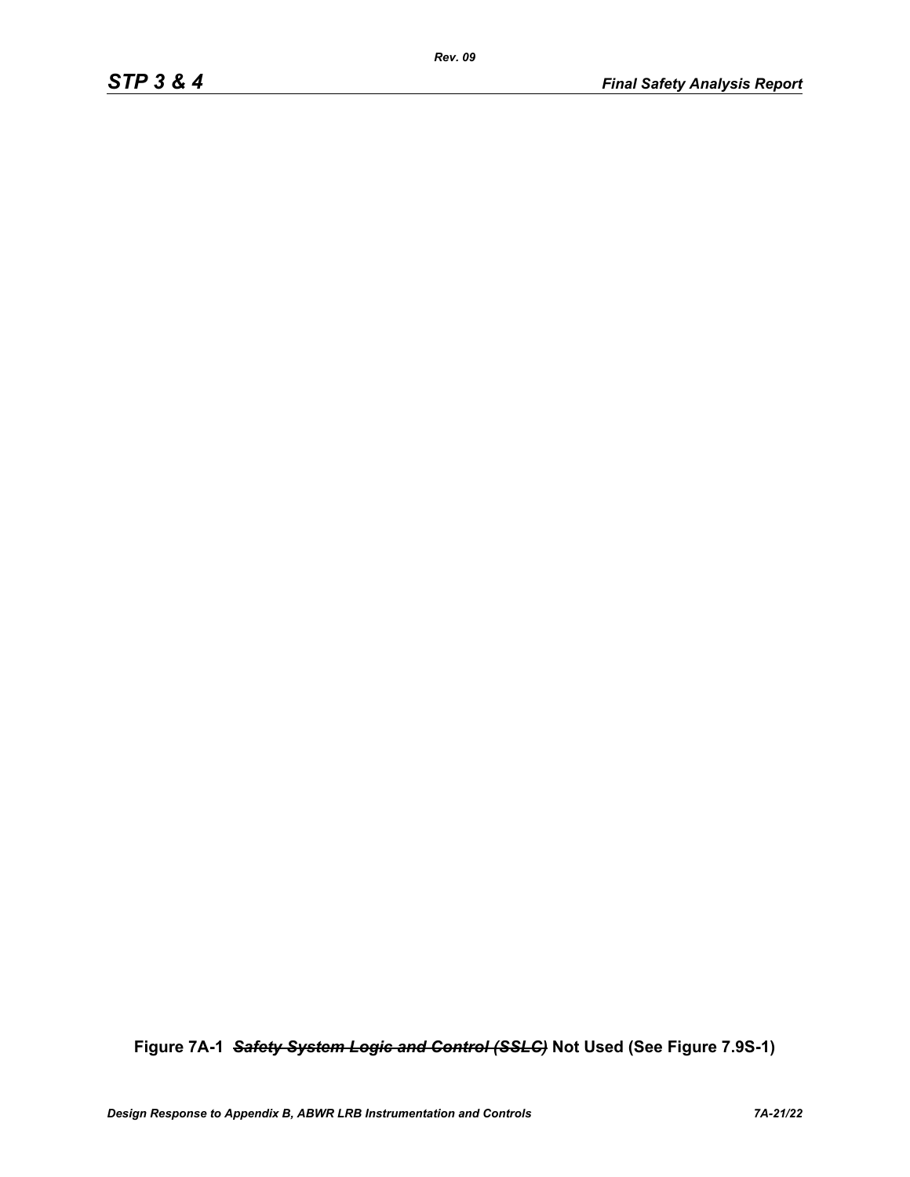**Figure 7A-1 ~~*Safety System Logic and Control (SSLC)*~~ Not Used (See Figure 7.9S-1)**